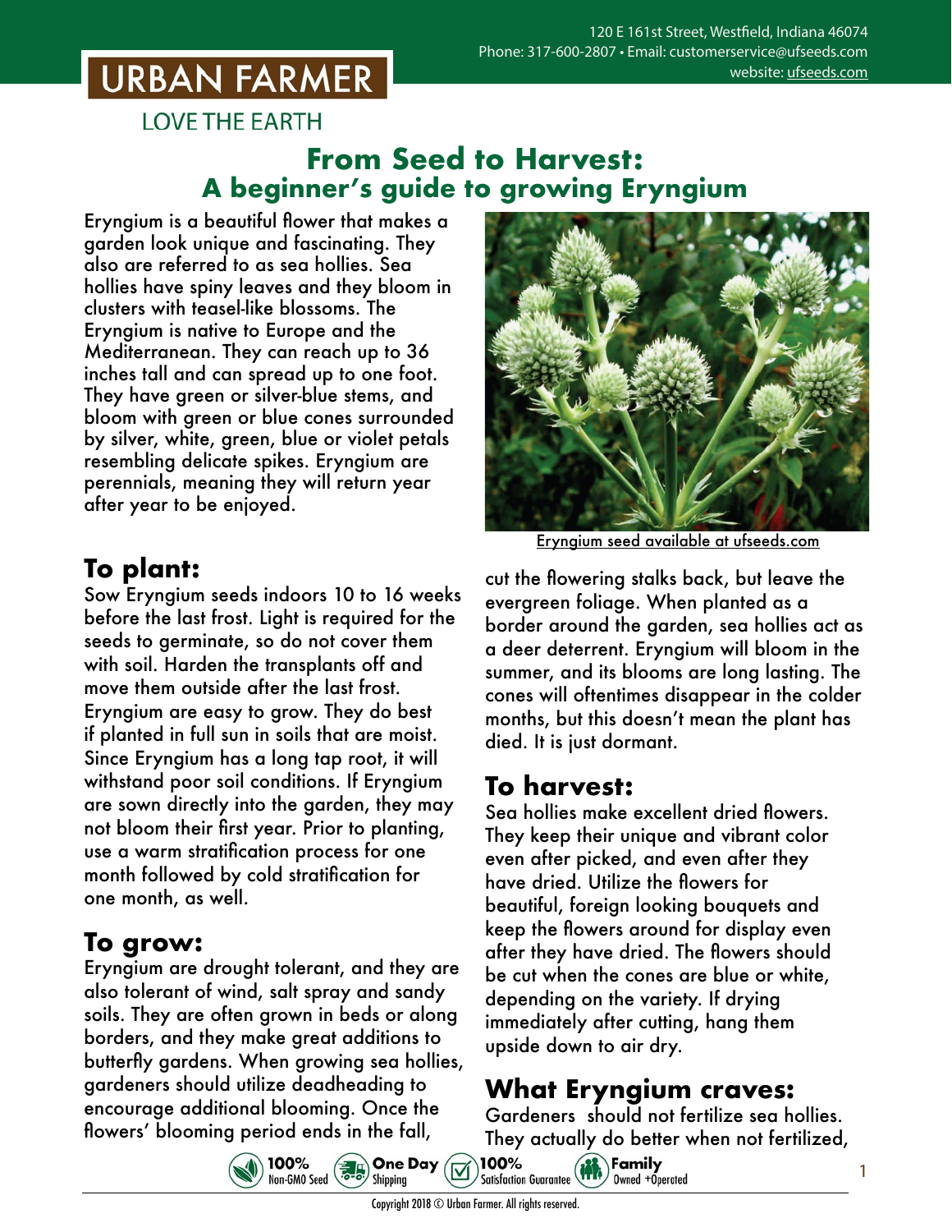URBAN FARMER

LOVE THE EARTH

120 E 161st Street, Westfield, Indiana 46074
Phone: 317-600-2807 • Email: customerservice@ufseeds.com
website: ufseeds.com

# From Seed to Harvest: A beginner's guide to growing Eryngium

Eryngium is a beautiful flower that makes a garden look unique and fascinating. They also are referred to as sea hollies. Sea hollies have spiny leaves and they bloom in clusters with teasel-like blossoms. The Eryngium is native to Europe and the Mediterranean. They can reach up to 36 inches tall and can spread up to one foot. They have green or silver-blue stems, and bloom with green or blue cones surrounded by silver, white, green, blue or violet petals resembling delicate spikes. Eryngium are perennials, meaning they will return year after year to be enjoyed.

Eryngium seed available at ufseeds.com

## To plant:

Sow Eryngium seeds indoors 10 to 16 weeks before the last frost. Light is required for the seeds to germinate, so do not cover them with soil. Harden the transplants off and move them outside after the last frost. Eryngium are easy to grow. They do best if planted in full sun in soils that are moist. Since Eryngium has a long tap root, it will withstand poor soil conditions. If Eryngium are sown directly into the garden, they may not bloom their first year. Prior to planting, use a warm stratification process for one month followed by cold stratification for one month, as well.

## To grow:

Eryngium are drought tolerant, and they are also tolerant of wind, salt spray and sandy soils. They are often grown in beds or along borders, and they make great additions to butterfly gardens. When growing sea hollies, gardeners should utilize deadheading to encourage additional blooming. Once the flowers' blooming period ends in the fall, cut the flowering stalks back, but leave the evergreen foliage. When planted as a border around the garden, sea hollies act as a deer deterrent. Eryngium will bloom in the summer, and its blooms are long lasting. The cones will oftentimes disappear in the colder months, but this doesn't mean the plant has died. It is just dormant.

## To harvest:

Sea hollies make excellent dried flowers. They keep their unique and vibrant color even after picked, and even after they have dried. Utilize the flowers for beautiful, foreign looking bouquets and keep the flowers around for display even after they have dried. The flowers should be cut when the cones are blue or white, depending on the variety. If drying immediately after cutting, hang them upside down to air dry.

## What Eryngium craves:

Gardeners should not fertilize sea hollies. They actually do better when not fertilized,

100% Non-GMO Seed • One Day Shipping • 100% Satisfaction Guarantee • Family Owned +Operated

Copyright 2018 © Urban Farmer. All rights reserved.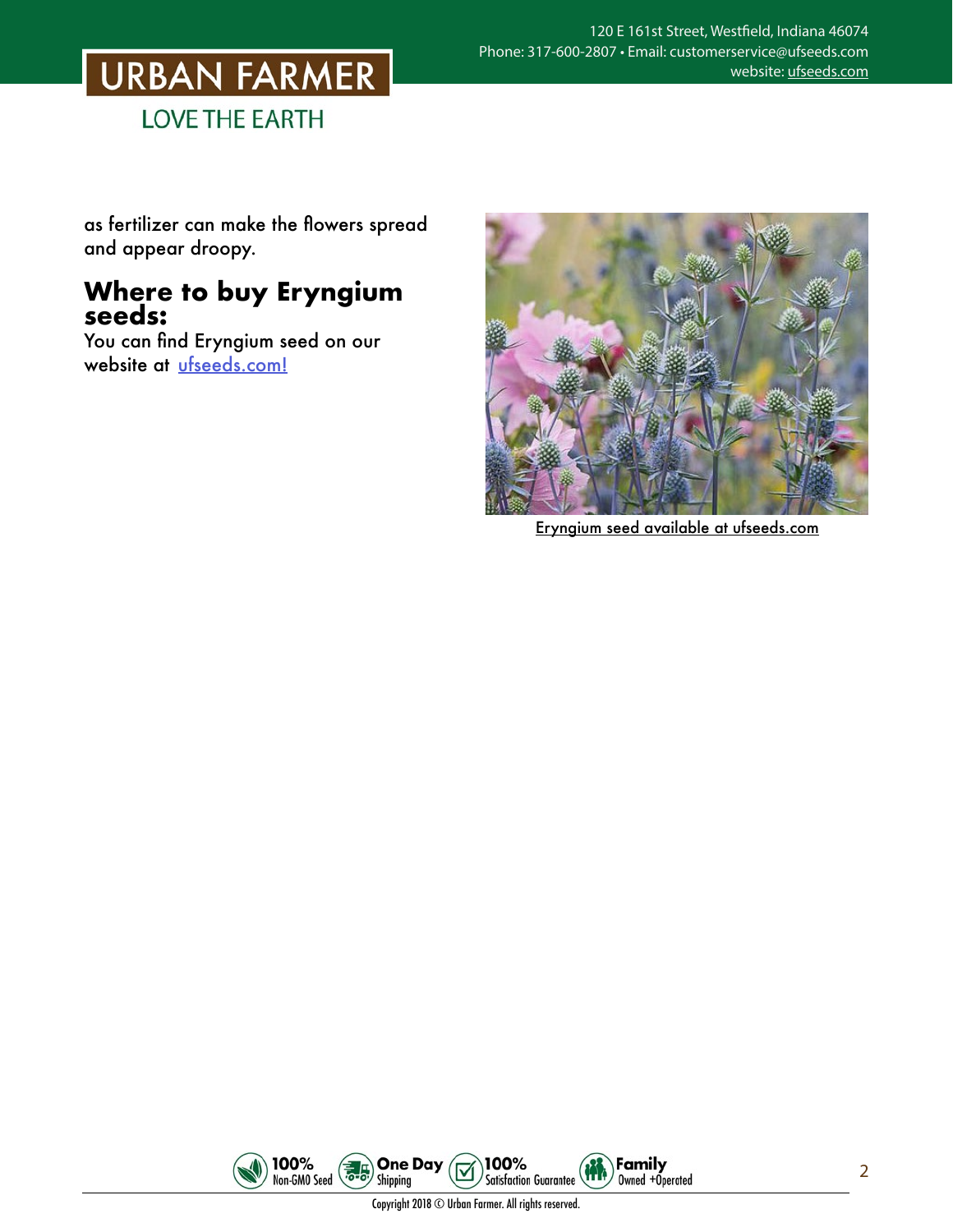as fertilizer can make the flowers spread and appear droopy.

## Where to buy Eryngium seeds:

You can find Eryngium seed on our website at ufseeds.com!

Eryngium seed available at ufseeds.com